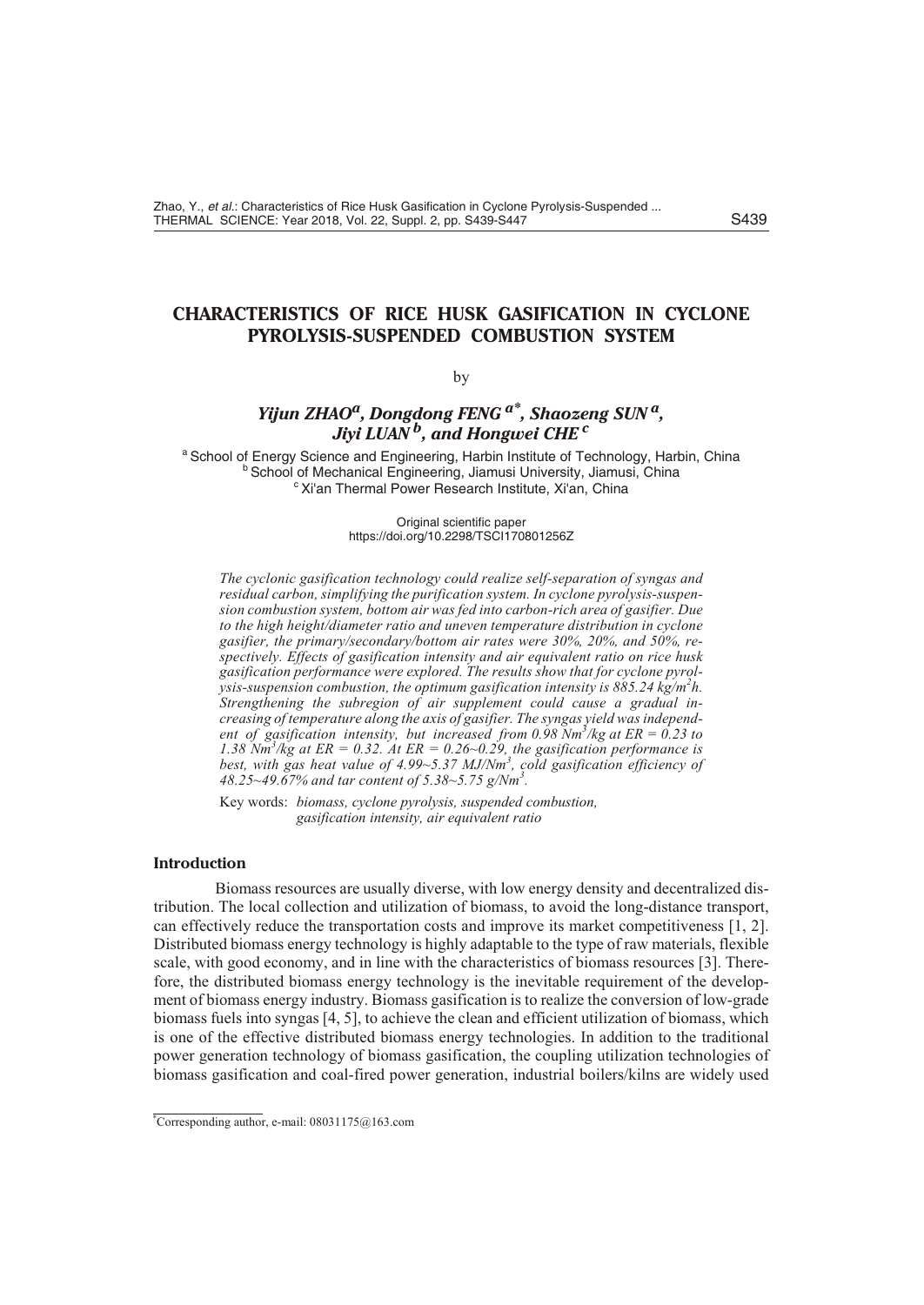# CHARACTERISTICS OF RICE HUSK GASIFICATION IN CYCLONE PYROLYSIS-SUSPENDED COMBUSTION SYSTEM

by

***Yijun ZHAO*** [a], ***Dongdong FENG*** [a*], ***Shaozeng SUN*** [a], ***Jiyi LUAN*** [b], ***and Hongwei CHE*** [c]

[a] School of Energy Science and Engineering, Harbin Institute of Technology, Harbin, China
[b] School of Mechanical Engineering, Jiamusi University, Jiamusi, China
[c] Xi'an Thermal Power Research Institute, Xi'an, China

Original scientific paper
https://doi.org/10.2298/TSCI170801256Z

*The cyclonic gasification technology could realize self-separation of syngas and residual carbon, simplifying the purification system. In cyclone pyrolysis-suspension combustion system, bottom air was fed into carbon-rich area of gasifier. Due to the high height/diameter ratio and uneven temperature distribution in cyclone gasifier, the primary/secondary/bottom air rates were 30%, 20%, and 50%, respectively. Effects of gasification intensity and air equivalent ratio on rice husk gasification performance were explored. The results show that for cyclone pyrolysis-suspension combustion, the optimum gasification intensity is 885.24 kg/m$^2$h. Strengthening the subregion of air supplement could cause a gradual increasing of temperature along the axis of gasifier. The syngas yield was independent of gasification intensity, but increased from 0.98 Nm$^3$/kg at ER = 0.23 to 1.38 Nm$^3$/kg at ER = 0.32. At ER = 0.26~0.29, the gasification performance is best, with gas heat value of 4.99~5.37 MJ/Nm$^3$, cold gasification efficiency of 48.25~49.67% and tar content of 5.38~5.75 g/Nm$^3$.*

Key words: *biomass, cyclone pyrolysis, suspended combustion, gasification intensity, air equivalent ratio*

## Introduction

Biomass resources are usually diverse, with low energy density and decentralized distribution. The local collection and utilization of biomass, to avoid the long-distance transport, can effectively reduce the transportation costs and improve its market competitiveness [1, 2]. Distributed biomass energy technology is highly adaptable to the type of raw materials, flexible scale, with good economy, and in line with the characteristics of biomass resources [3]. Therefore, the distributed biomass energy technology is the inevitable requirement of the development of biomass energy industry. Biomass gasification is to realize the conversion of low-grade biomass fuels into syngas [4, 5], to achieve the clean and efficient utilization of biomass, which is one of the effective distributed biomass energy technologies. In addition to the traditional power generation technology of biomass gasification, the coupling utilization technologies of biomass gasification and coal-fired power generation, industrial boilers/kilns are widely used

*Corresponding author, e-mail: 08031175@163.com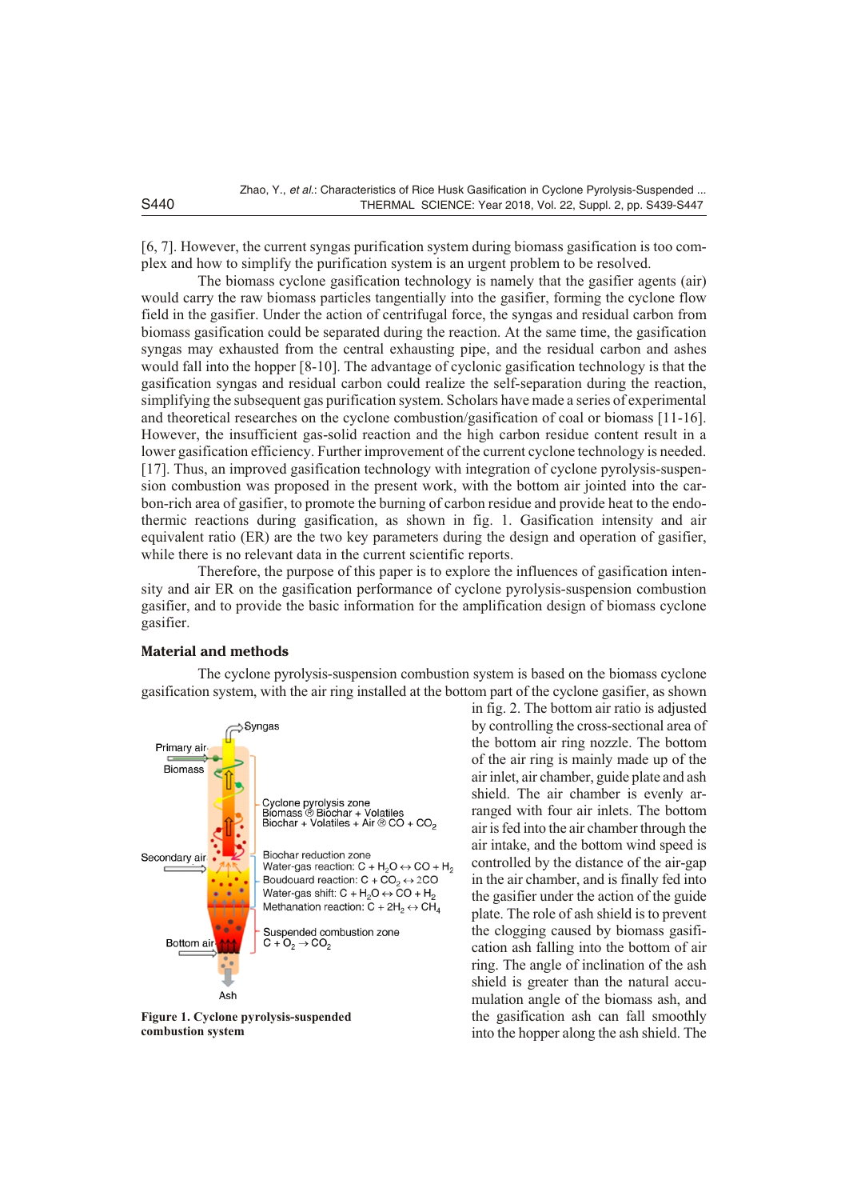[6, 7]. However, the current syngas purification system during biomass gasification is too complex and how to simplify the purification system is an urgent problem to be resolved.

The biomass cyclone gasification technology is namely that the gasifier agents (air) would carry the raw biomass particles tangentially into the gasifier, forming the cyclone flow field in the gasifier. Under the action of centrifugal force, the syngas and residual carbon from biomass gasification could be separated during the reaction. At the same time, the gasification syngas may exhausted from the central exhausting pipe, and the residual carbon and ashes would fall into the hopper [8-10]. The advantage of cyclonic gasification technology is that the gasification syngas and residual carbon could realize the self-separation during the reaction, simplifying the subsequent gas purification system. Scholars have made a series of experimental and theoretical researches on the cyclone combustion/gasification of coal or biomass [11-16]. However, the insufficient gas-solid reaction and the high carbon residue content result in a lower gasification efficiency. Further improvement of the current cyclone technology is needed. [17]. Thus, an improved gasification technology with integration of cyclone pyrolysis-suspension combustion was proposed in the present work, with the bottom air jointed into the carbon-rich area of gasifier, to promote the burning of carbon residue and provide heat to the endothermic reactions during gasification, as shown in fig. 1. Gasification intensity and air equivalent ratio (ER) are the two key parameters during the design and operation of gasifier, while there is no relevant data in the current scientific reports.

Therefore, the purpose of this paper is to explore the influences of gasification intensity and air ER on the gasification performance of cyclone pyrolysis-suspension combustion gasifier, and to provide the basic information for the amplification design of biomass cyclone gasifier.

## Material and methods

The cyclone pyrolysis-suspension combustion system is based on the biomass cyclone gasification system, with the air ring installed at the bottom part of the cyclone gasifier, as shown in fig. 2. The bottom air ratio is adjusted by controlling the cross-sectional area of the bottom air ring nozzle. The bottom of the air ring is mainly made up of the air inlet, air chamber, guide plate and ash shield. The air chamber is evenly arranged with four air inlets. The bottom air is fed into the air chamber through the air intake, and the bottom wind speed is controlled by the distance of the air-gap in the air chamber, and is finally fed into the gasifier under the action of the guide plate. The role of ash shield is to prevent the clogging caused by biomass gasification ash falling into the bottom of air ring. The angle of inclination of the ash shield is greater than the natural accumulation angle of the biomass ash, and the gasification ash can fall smoothly into the hopper along the ash shield. The

Syngas

Primary air

Biomass

Cyclone pyrolysis zone
Biomass ® Biochar + Volatiles
Biochar + Volatiles + Air ® CO + $CO_2$

Secondary air

Biochar reduction zone
Water-gas reaction: C + $H_2O \leftrightarrow$ CO + $H_2$
Boudouard reaction: C + $CO_2 \leftrightarrow$ 2CO
Water-gas shift: C + $H_2O \leftrightarrow$ CO + $H_2$
Methanation reaction: C + $2H_2 \leftrightarrow CH_4$

Suspended combustion zone
C + $O_2 \rightarrow CO_2$

Bottom air

Ash

**Figure 1. Cyclone pyrolysis-suspended combustion system**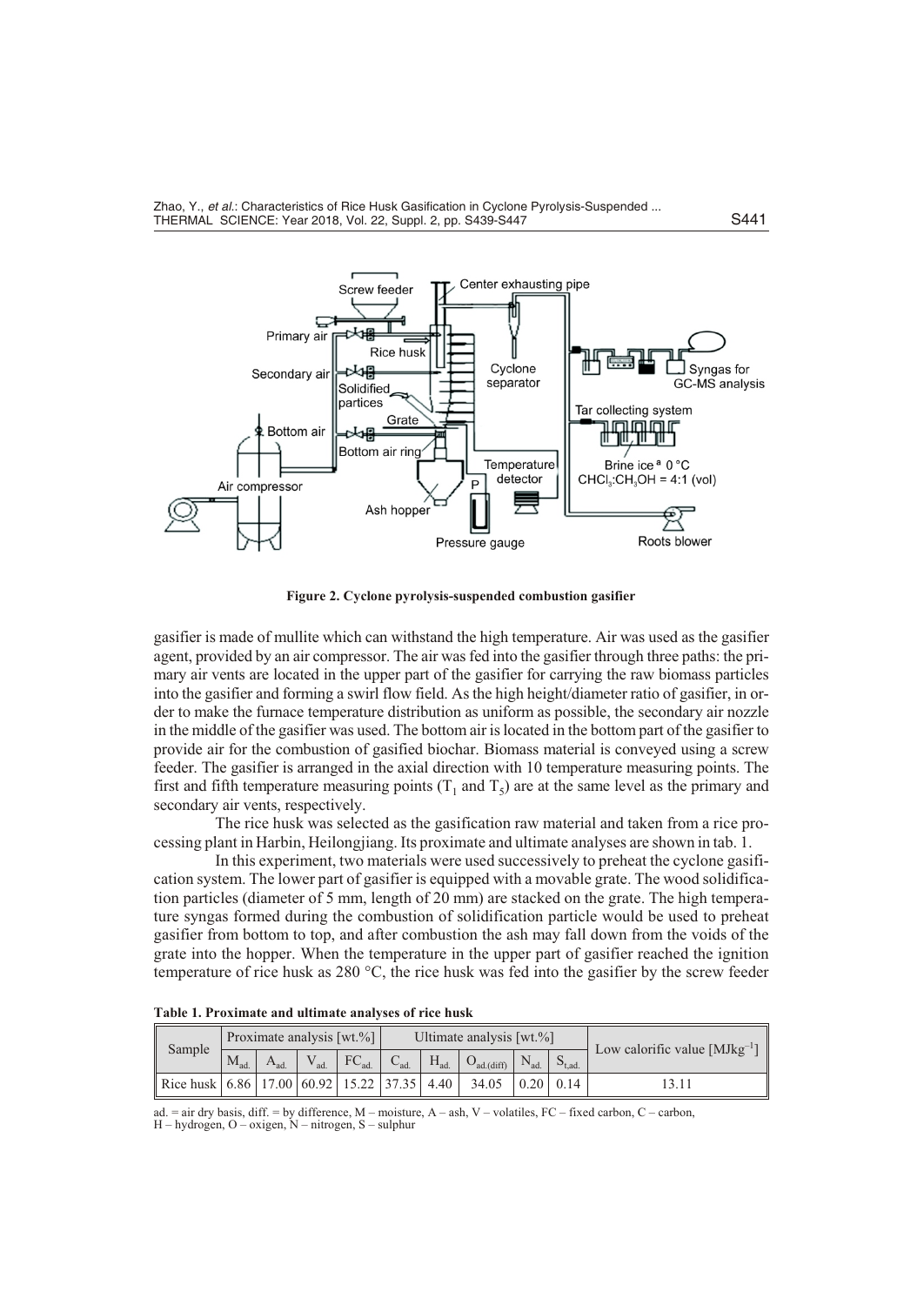Figure 2. Cyclone pyrolysis-suspended combustion gasifier

gasifier is made of mullite which can withstand the high temperature. Air was used as the gasifier agent, provided by an air compressor. The air was fed into the gasifier through three paths: the primary air vents are located in the upper part of the gasifier for carrying the raw biomass particles into the gasifier and forming a swirl flow field. As the high height/diameter ratio of gasifier, in order to make the furnace temperature distribution as uniform as possible, the secondary air nozzle in the middle of the gasifier was used. The bottom air is located in the bottom part of the gasifier to provide air for the combustion of gasified biochar. Biomass material is conveyed using a screw feeder. The gasifier is arranged in the axial direction with 10 temperature measuring points. The first and fifth temperature measuring points ($T_1$ and $T_5$) are at the same level as the primary and secondary air vents, respectively.

The rice husk was selected as the gasification raw material and taken from a rice processing plant in Harbin, Heilongjiang. Its proximate and ultimate analyses are shown in tab. 1.

In this experiment, two materials were used successively to preheat the cyclone gasification system. The lower part of gasifier is equipped with a movable grate. The wood solidification particles (diameter of 5 mm, length of 20 mm) are stacked on the grate. The high temperature syngas formed during the combustion of solidification particle would be used to preheat gasifier from bottom to top, and after combustion the ash may fall down from the voids of the grate into the hopper. When the temperature in the upper part of gasifier reached the ignition temperature of rice husk as 280 °C, the rice husk was fed into the gasifier by the screw feeder

**Table 1. Proximate and ultimate analyses of rice husk**

| Sample | Proximate analysis [wt.%] | | | | Ultimate analysis [wt.%] | | | | | Low calorific value [MJkg$^{-1}$] |
|---|---|---|---|---|---|---|---|---|---|---|
| | $M_{ad.}$ | $A_{ad.}$ | $V_{ad.}$ | $FC_{ad.}$ | $C_{ad.}$ | $H_{ad.}$ | $O_{ad.(diff)}$ | $N_{ad.}$ | $S_{t,ad.}$ | |
| Rice husk | 6.86 | 17.00 | 60.92 | 15.22 | 37.35 | 4.40 | 34.05 | 0.20 | 0.14 | 13.11 |

ad. = air dry basis, diff. = by difference, M – moisture, A – ash, V – volatiles, FC – fixed carbon, C – carbon, H – hydrogen, O – oxigen, N – nitrogen, S – sulphur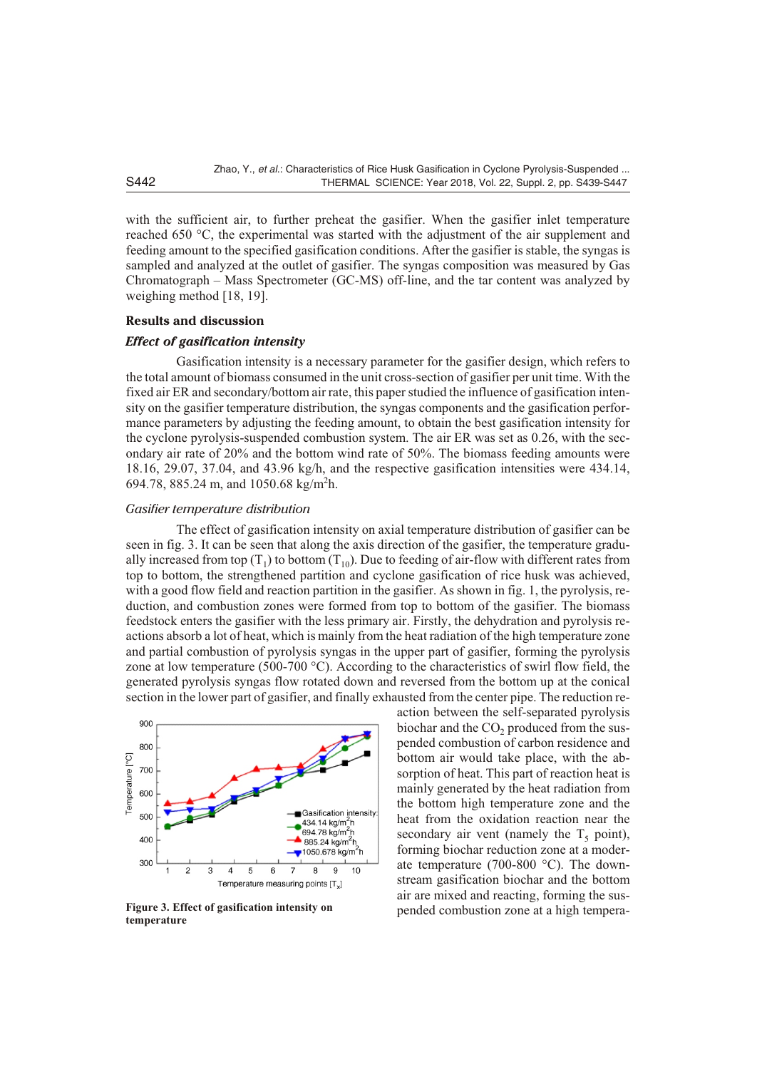with the sufficient air, to further preheat the gasifier. When the gasifier inlet temperature reached 650 °C, the experimental was started with the adjustment of the air supplement and feeding amount to the specified gasification conditions. After the gasifier is stable, the syngas is sampled and analyzed at the outlet of gasifier. The syngas composition was measured by Gas Chromatograph – Mass Spectrometer (GC-MS) off-line, and the tar content was analyzed by weighing method [18, 19].

## Results and discussion

### *Effect of gasification intensity*

Gasification intensity is a necessary parameter for the gasifier design, which refers to the total amount of biomass consumed in the unit cross-section of gasifier per unit time. With the fixed air ER and secondary/bottom air rate, this paper studied the influence of gasification intensity on the gasifier temperature distribution, the syngas components and the gasification performance parameters by adjusting the feeding amount, to obtain the best gasification intensity for the cyclone pyrolysis-suspended combustion system. The air ER was set as 0.26, with the secondary air rate of 20% and the bottom wind rate of 50%. The biomass feeding amounts were 18.16, 29.07, 37.04, and 43.96 kg/h, and the respective gasification intensities were 434.14, 694.78, 885.24 m, and 1050.68 kg/m$^2$h.

#### *Gasifier temperature distribution*

The effect of gasification intensity on axial temperature distribution of gasifier can be seen in fig. 3. It can be seen that along the axis direction of the gasifier, the temperature gradually increased from top ($T_1$) to bottom ($T_{10}$). Due to feeding of air-flow with different rates from top to bottom, the strengthened partition and cyclone gasification of rice husk was achieved, with a good flow field and reaction partition in the gasifier. As shown in fig. 1, the pyrolysis, reduction, and combustion zones were formed from top to bottom of the gasifier. The biomass feedstock enters the gasifier with the less primary air. Firstly, the dehydration and pyrolysis reactions absorb a lot of heat, which is mainly from the heat radiation of the high temperature zone and partial combustion of pyrolysis syngas in the upper part of gasifier, forming the pyrolysis zone at low temperature (500-700 °C). According to the characteristics of swirl flow field, the generated pyrolysis syngas flow rotated down and reversed from the bottom up at the conical section in the lower part of gasifier, and finally exhausted from the center pipe. The reduction reaction between the self-separated pyrolysis biochar and the $CO_2$ produced from the suspended combustion of carbon residence and bottom air would take place, with the absorption of heat. This part of reaction heat is mainly generated by the heat radiation from the bottom high temperature zone and the heat from the oxidation reaction near the secondary air vent (namely the $T_5$ point), forming biochar reduction zone at a moderate temperature (700-800 °C). The downstream gasification biochar and the bottom air are mixed and reacting, forming the suspended combustion zone at a high tempera-

**Figure 3. Effect of gasification intensity on temperature**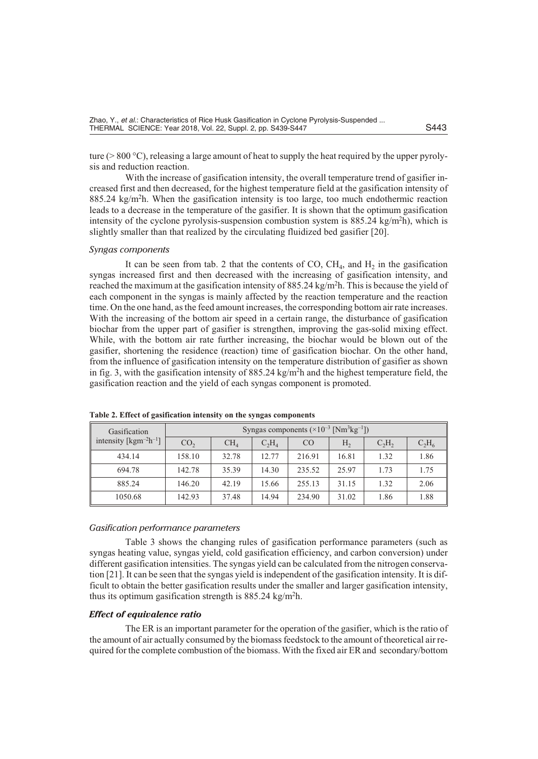ture (> 800 °C), releasing a large amount of heat to supply the heat required by the upper pyrolysis and reduction reaction.

With the increase of gasification intensity, the overall temperature trend of gasifier increased first and then decreased, for the highest temperature field at the gasification intensity of 885.24 kg/m$^2$h. When the gasification intensity is too large, too much endothermic reaction leads to a decrease in the temperature of the gasifier. It is shown that the optimum gasification intensity of the cyclone pyrolysis-suspension combustion system is 885.24 kg/m$^2$h), which is slightly smaller than that realized by the circulating fluidized bed gasifier [20].

### *Syngas components*

It can be seen from tab. 2 that the contents of CO, $CH_4$, and $H_2$ in the gasification syngas increased first and then decreased with the increasing of gasification intensity, and reached the maximum at the gasification intensity of 885.24 kg/m$^2$h. This is because the yield of each component in the syngas is mainly affected by the reaction temperature and the reaction time. On the one hand, as the feed amount increases, the corresponding bottom air rate increases. With the increasing of the bottom air speed in a certain range, the disturbance of gasification biochar from the upper part of gasifier is strengthen, improving the gas-solid mixing effect. While, with the bottom air rate further increasing, the biochar would be blown out of the gasifier, shortening the residence (reaction) time of gasification biochar. On the other hand, from the influence of gasification intensity on the temperature distribution of gasifier as shown in fig. 3, with the gasification intensity of 885.24 kg/m$^2$h and the highest temperature field, the gasification reaction and the yield of each syngas component is promoted.

**Table 2. Effect of gasification intensity on the syngas components**

| Gasification intensity [kgm$^{-2}$h$^{-1}$] | Syngas components ($\times 10^{-3}$ [Nm$^3$kg$^{-1}$]) | | | | | | |
|---|---|---|---|---|---|---|---|
| | $CO_2$ | $CH_4$ | $C_2H_4$ | CO | $H_2$ | $C_2H_2$ | $C_2H_6$ |
| 434.14 | 158.10 | 32.78 | 12.77 | 216.91 | 16.81 | 1.32 | 1.86 |
| 694.78 | 142.78 | 35.39 | 14.30 | 235.52 | 25.97 | 1.73 | 1.75 |
| 885.24 | 146.20 | 42.19 | 15.66 | 255.13 | 31.15 | 1.32 | 2.06 |
| 1050.68 | 142.93 | 37.48 | 14.94 | 234.90 | 31.02 | 1.86 | 1.88 |

### *Gasification performance parameters*

Table 3 shows the changing rules of gasification performance parameters (such as syngas heating value, syngas yield, cold gasification efficiency, and carbon conversion) under different gasification intensities. The syngas yield can be calculated from the nitrogen conservation [21]. It can be seen that the syngas yield is independent of the gasification intensity. It is difficult to obtain the better gasification results under the smaller and larger gasification intensity, thus its optimum gasification strength is 885.24 kg/m$^2$h.

### ***Effect of equivalence ratio***

The ER is an important parameter for the operation of the gasifier, which is the ratio of the amount of air actually consumed by the biomass feedstock to the amount of theoretical air required for the complete combustion of the biomass. With the fixed air ER and secondary/bottom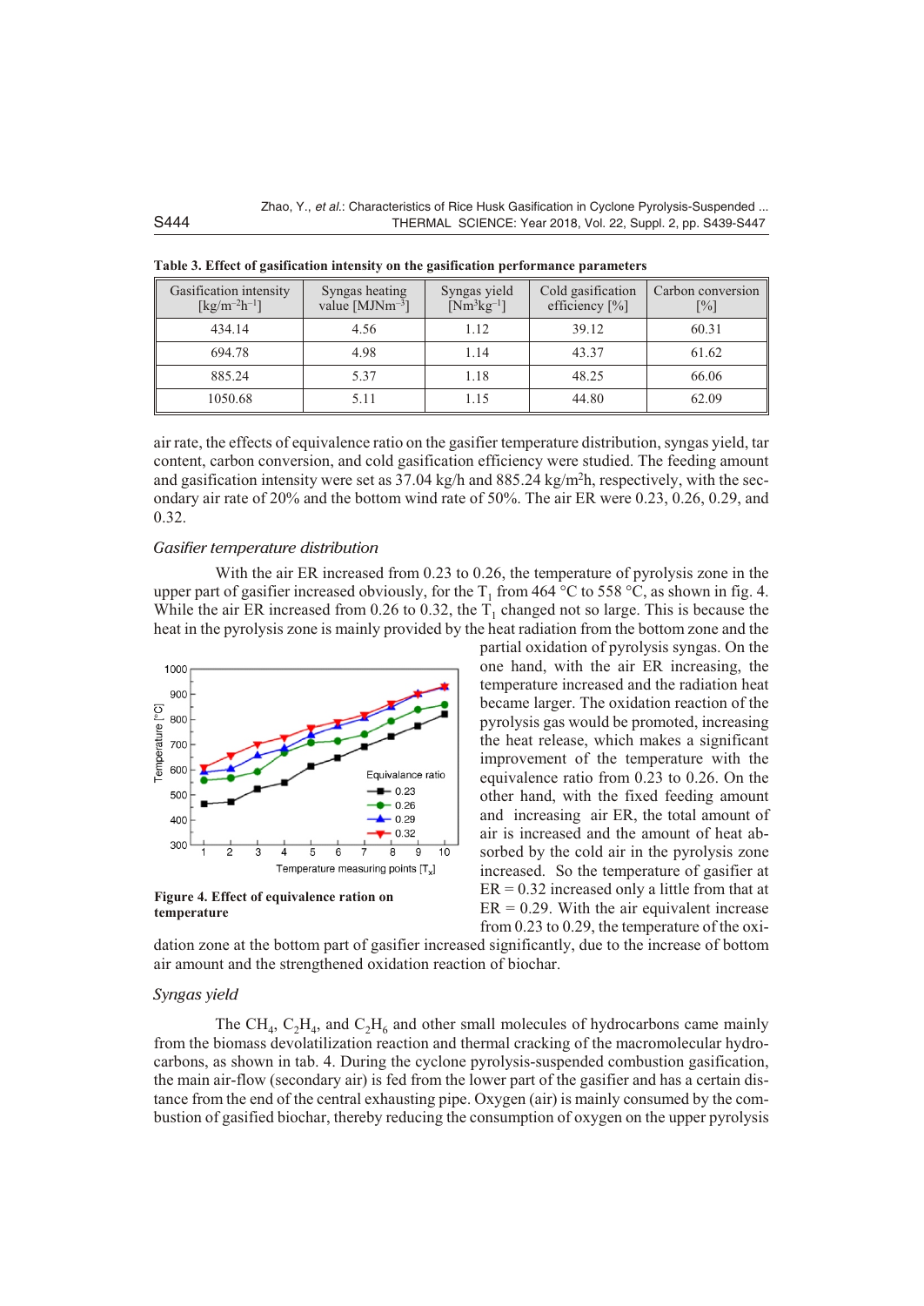**Table 3. Effect of gasification intensity on the gasification performance parameters**

| Gasification intensity [$kg/m^{-2}h^{-1}$] | Syngas heating value [$MJNm^{-3}$] | Syngas yield [$Nm^3kg^{-1}$] | Cold gasification efficiency [%] | Carbon conversion [%] |
|---|---|---|---|---|
| 434.14 | 4.56 | 1.12 | 39.12 | 60.31 |
| 694.78 | 4.98 | 1.14 | 43.37 | 61.62 |
| 885.24 | 5.37 | 1.18 | 48.25 | 66.06 |
| 1050.68 | 5.11 | 1.15 | 44.80 | 62.09 |

air rate, the effects of equivalence ratio on the gasifier temperature distribution, syngas yield, tar content, carbon conversion, and cold gasification efficiency were studied. The feeding amount and gasification intensity were set as 37.04 kg/h and 885.24 $kg/m^2h$, respectively, with the secondary air rate of 20% and the bottom wind rate of 50%. The air ER were 0.23, 0.26, 0.29, and 0.32.

### *Gasifier temperature distribution*

With the air ER increased from 0.23 to 0.26, the temperature of pyrolysis zone in the upper part of gasifier increased obviously, for the $T_1$ from 464 °C to 558 °C, as shown in fig. 4. While the air ER increased from 0.26 to 0.32, the $T_1$ changed not so large. This is because the heat in the pyrolysis zone is mainly provided by the heat radiation from the bottom zone and the partial oxidation of pyrolysis syngas. On the one hand, with the air ER increasing, the temperature increased and the radiation heat became larger. The oxidation reaction of the pyrolysis gas would be promoted, increasing the heat release, which makes a significant improvement of the temperature with the equivalence ratio from 0.23 to 0.26. On the other hand, with the fixed feeding amount and increasing air ER, the total amount of air is increased and the amount of heat absorbed by the cold air in the pyrolysis zone increased. So the temperature of gasifier at ER = 0.32 increased only a little from that at ER = 0.29. With the air equivalent increase from 0.23 to 0.29, the temperature of the oxidation zone at the bottom part of gasifier increased significantly, due to the increase of bottom air amount and the strengthened oxidation reaction of biochar.

**Figure 4. Effect of equivalence ration on temperature**

### *Syngas yield*

The $CH_4$, $C_2H_4$, and $C_2H_6$ and other small molecules of hydrocarbons came mainly from the biomass devolatilization reaction and thermal cracking of the macromolecular hydrocarbons, as shown in tab. 4. During the cyclone pyrolysis-suspended combustion gasification, the main air-flow (secondary air) is fed from the lower part of the gasifier and has a certain distance from the end of the central exhausting pipe. Oxygen (air) is mainly consumed by the combustion of gasified biochar, thereby reducing the consumption of oxygen on the upper pyrolysis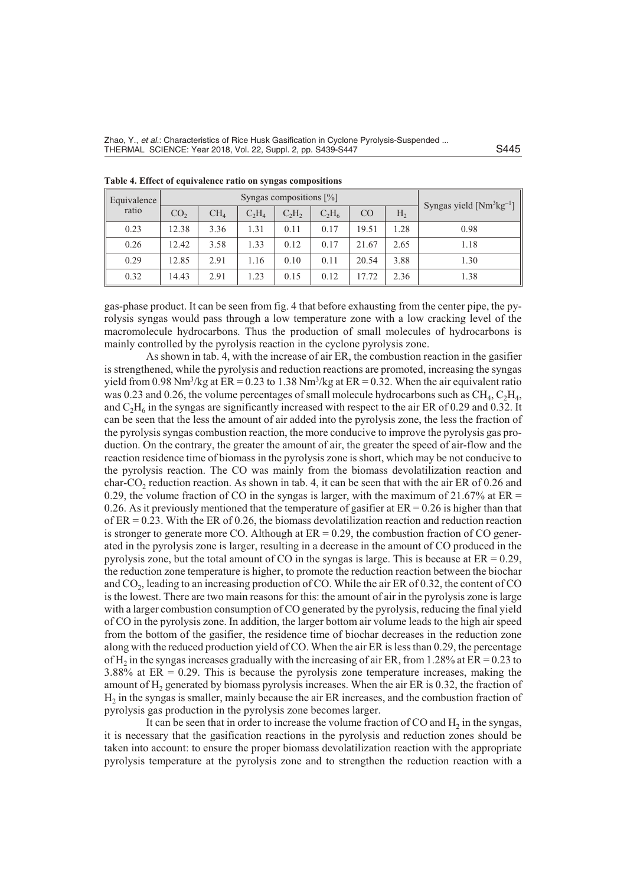**Table 4. Effect of equivalence ratio on syngas compositions**

| Equivalence ratio | Syngas compositions [%] | | | | | | | Syngas yield [$Nm^3kg^{-1}$] |
|---|---|---|---|---|---|---|---|---|
| | $CO_2$ | $CH_4$ | $C_2H_4$ | $C_2H_2$ | $C_2H_6$ | CO | $H_2$ | |
| 0.23 | 12.38 | 3.36 | 1.31 | 0.11 | 0.17 | 19.51 | 1.28 | 0.98 |
| 0.26 | 12.42 | 3.58 | 1.33 | 0.12 | 0.17 | 21.67 | 2.65 | 1.18 |
| 0.29 | 12.85 | 2.91 | 1.16 | 0.10 | 0.11 | 20.54 | 3.88 | 1.30 |
| 0.32 | 14.43 | 2.91 | 1.23 | 0.15 | 0.12 | 17.72 | 2.36 | 1.38 |

gas-phase product. It can be seen from fig. 4 that before exhausting from the center pipe, the pyrolysis syngas would pass through a low temperature zone with a low cracking level of the macromolecule hydrocarbons. Thus the production of small molecules of hydrocarbons is mainly controlled by the pyrolysis reaction in the cyclone pyrolysis zone.

As shown in tab. 4, with the increase of air ER, the combustion reaction in the gasifier is strengthened, while the pyrolysis and reduction reactions are promoted, increasing the syngas yield from 0.98 $Nm^3$/kg at ER = 0.23 to 1.38 $Nm^3$/kg at ER = 0.32. When the air equivalent ratio was 0.23 and 0.26, the volume percentages of small molecule hydrocarbons such as $CH_4$, $C_2H_4$, and $C_2H_6$ in the syngas are significantly increased with respect to the air ER of 0.29 and 0.32. It can be seen that the less the amount of air added into the pyrolysis zone, the less the fraction of the pyrolysis syngas combustion reaction, the more conducive to improve the pyrolysis gas production. On the contrary, the greater the amount of air, the greater the speed of air-flow and the reaction residence time of biomass in the pyrolysis zone is short, which may be not conducive to the pyrolysis reaction. The CO was mainly from the biomass devolatilization reaction and char-$CO_2$ reduction reaction. As shown in tab. 4, it can be seen that with the air ER of 0.26 and 0.29, the volume fraction of CO in the syngas is larger, with the maximum of 21.67% at ER = 0.26. As it previously mentioned that the temperature of gasifier at ER = 0.26 is higher than that of ER = 0.23. With the ER of 0.26, the biomass devolatilization reaction and reduction reaction is stronger to generate more CO. Although at ER = 0.29, the combustion fraction of CO generated in the pyrolysis zone is larger, resulting in a decrease in the amount of CO produced in the pyrolysis zone, but the total amount of CO in the syngas is large. This is because at ER = 0.29, the reduction zone temperature is higher, to promote the reduction reaction between the biochar and $CO_2$, leading to an increasing production of CO. While the air ER of 0.32, the content of CO is the lowest. There are two main reasons for this: the amount of air in the pyrolysis zone is large with a larger combustion consumption of CO generated by the pyrolysis, reducing the final yield of CO in the pyrolysis zone. In addition, the larger bottom air volume leads to the high air speed from the bottom of the gasifier, the residence time of biochar decreases in the reduction zone along with the reduced production yield of CO. When the air ER is less than 0.29, the percentage of $H_2$ in the syngas increases gradually with the increasing of air ER, from 1.28% at ER = 0.23 to 3.88% at ER = 0.29. This is because the pyrolysis zone temperature increases, making the amount of $H_2$ generated by biomass pyrolysis increases. When the air ER is 0.32, the fraction of $H_2$ in the syngas is smaller, mainly because the air ER increases, and the combustion fraction of pyrolysis gas production in the pyrolysis zone becomes larger.

It can be seen that in order to increase the volume fraction of CO and $H_2$ in the syngas, it is necessary that the gasification reactions in the pyrolysis and reduction zones should be taken into account: to ensure the proper biomass devolatilization reaction with the appropriate pyrolysis temperature at the pyrolysis zone and to strengthen the reduction reaction with a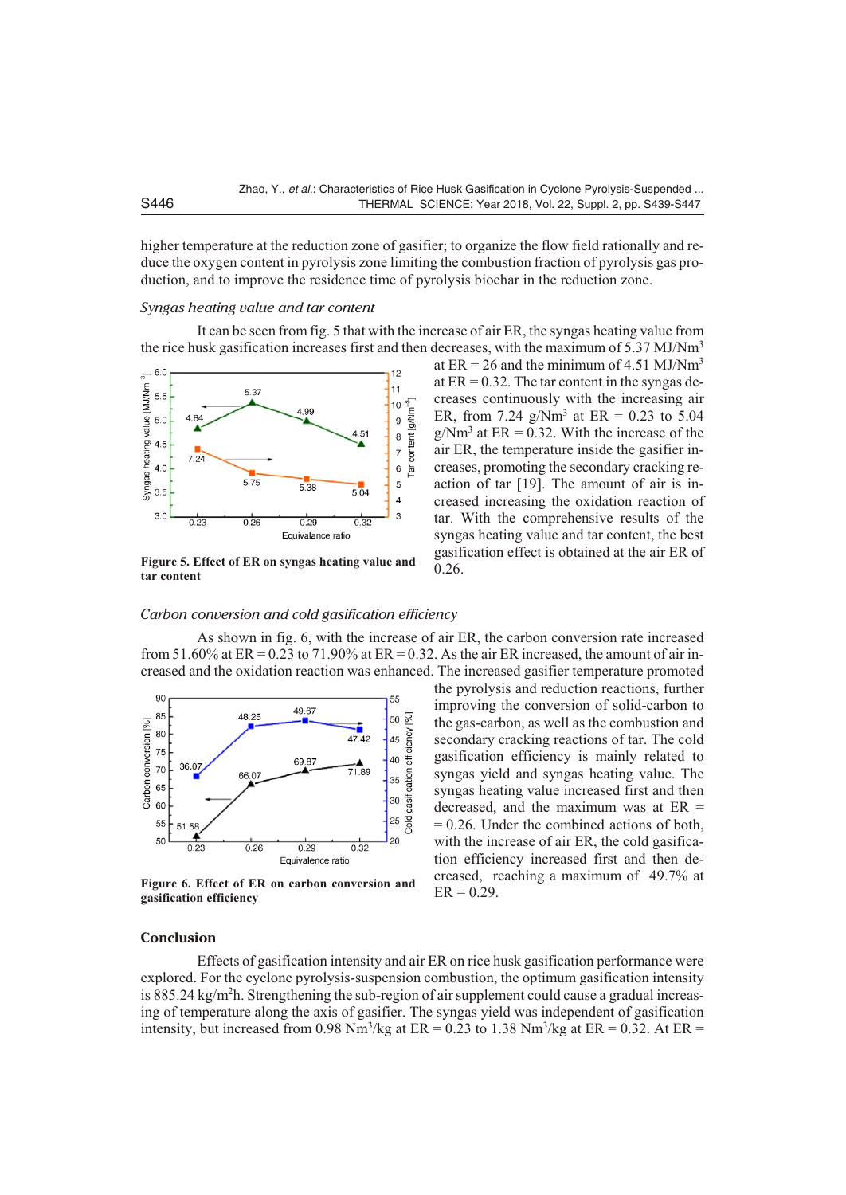higher temperature at the reduction zone of gasifier; to organize the flow field rationally and reduce the oxygen content in pyrolysis zone limiting the combustion fraction of pyrolysis gas production, and to improve the residence time of pyrolysis biochar in the reduction zone.

### *Syngas heating value and tar content*

It can be seen from fig. 5 that with the increase of air ER, the syngas heating value from the rice husk gasification increases first and then decreases, with the maximum of 5.37 MJ/Nm$^3$ at ER = 26 and the minimum of 4.51 MJ/Nm$^3$ at ER = 0.32. The tar content in the syngas decreases continuously with the increasing air ER, from 7.24 g/Nm$^3$ at ER = 0.23 to 5.04 g/Nm$^3$ at ER = 0.32. With the increase of the air ER, the temperature inside the gasifier increases, promoting the secondary cracking reaction of tar [19]. The amount of air is increased increasing the oxidation reaction of tar. With the comprehensive results of the syngas heating value and tar content, the best gasification effect is obtained at the air ER of 0.26.

**Figure 5. Effect of ER on syngas heating value and tar content**

### *Carbon conversion and cold gasification efficiency*

As shown in fig. 6, with the increase of air ER, the carbon conversion rate increased from 51.60% at ER = 0.23 to 71.90% at ER = 0.32. As the air ER increased, the amount of air increased and the oxidation reaction was enhanced. The increased gasifier temperature promoted the pyrolysis and reduction reactions, further improving the conversion of solid-carbon to the gas-carbon, as well as the combustion and secondary cracking reactions of tar. The cold gasification efficiency is mainly related to syngas yield and syngas heating value. The syngas heating value increased first and then decreased, and the maximum was at ER = = 0.26. Under the combined actions of both, with the increase of air ER, the cold gasification efficiency increased first and then decreased, reaching a maximum of 49.7% at ER = 0.29.

**Figure 6. Effect of ER on carbon conversion and gasification efficiency**

## Conclusion

Effects of gasification intensity and air ER on rice husk gasification performance were explored. For the cyclone pyrolysis-suspension combustion, the optimum gasification intensity is 885.24 kg/m$^2$h. Strengthening the sub-region of air supplement could cause a gradual increasing of temperature along the axis of gasifier. The syngas yield was independent of gasification intensity, but increased from 0.98 Nm$^3$/kg at ER = 0.23 to 1.38 Nm$^3$/kg at ER = 0.32. At ER =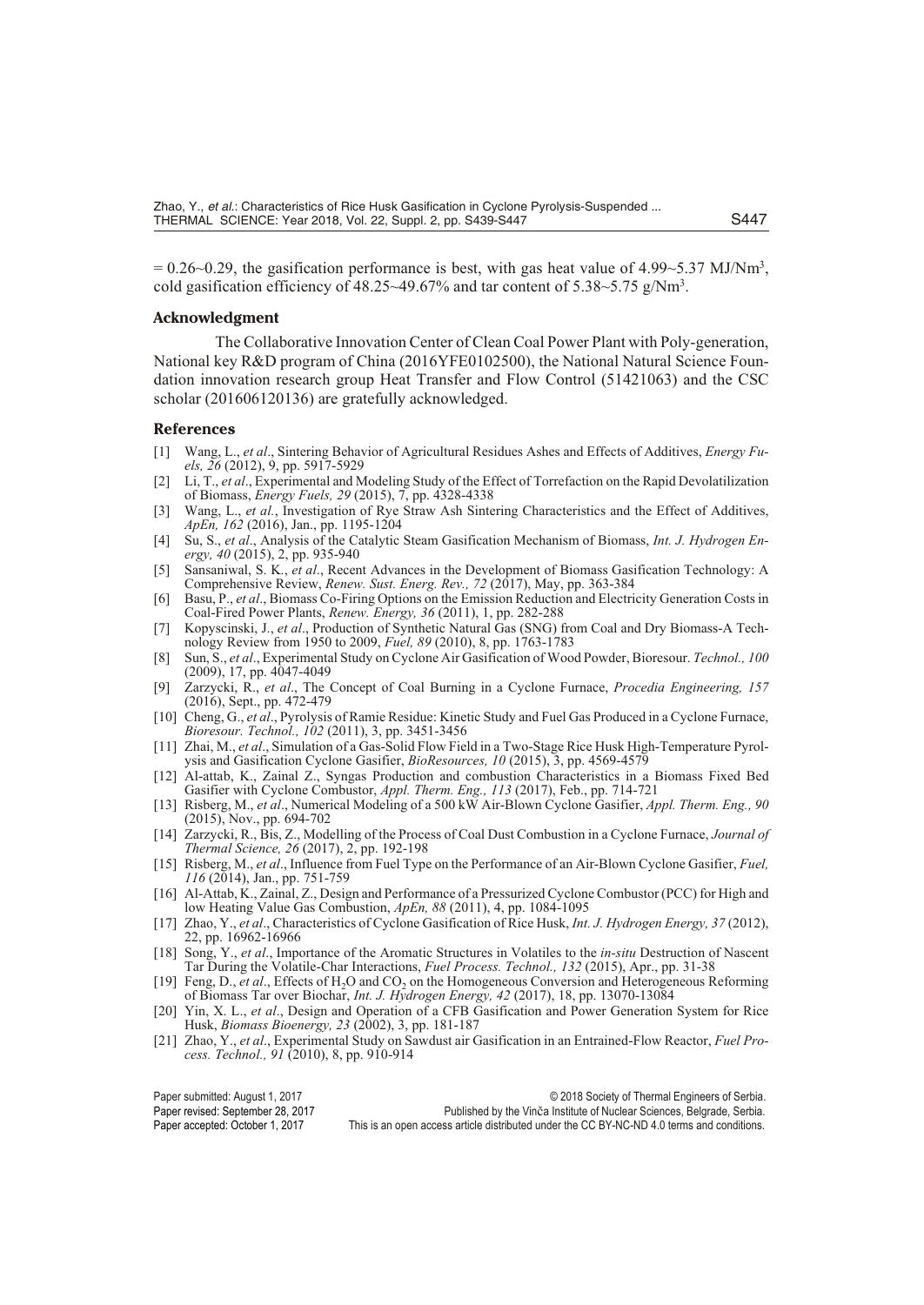= 0.26~0.29, the gasification performance is best, with gas heat value of 4.99~5.37 MJ/Nm$^3$, cold gasification efficiency of 48.25~49.67% and tar content of 5.38~5.75 g/Nm$^3$.

## Acknowledgment

The Collaborative Innovation Center of Clean Coal Power Plant with Poly-generation, National key R&D program of China (2016YFE0102500), the National Natural Science Foundation innovation research group Heat Transfer and Flow Control (51421063) and the CSC scholar (201606120136) are gratefully acknowledged.

## References

[1] Wang, L., *et al*., Sintering Behavior of Agricultural Residues Ashes and Effects of Additives, *Energy Fuels, 26* (2012), 9, pp. 5917-5929

[2] Li, T., *et al*., Experimental and Modeling Study of the Effect of Torrefaction on the Rapid Devolatilization of Biomass, *Energy Fuels, 29* (2015), 7, pp. 4328-4338

[3] Wang, L., *et al.*, Investigation of Rye Straw Ash Sintering Characteristics and the Effect of Additives, *ApEn, 162* (2016), Jan., pp. 1195-1204

[4] Su, S., *et al*., Analysis of the Catalytic Steam Gasification Mechanism of Biomass, *Int. J. Hydrogen Energy, 40* (2015), 2, pp. 935-940

[5] Sansaniwal, S. K., *et al*., Recent Advances in the Development of Biomass Gasification Technology: A Comprehensive Review, *Renew. Sust. Energ. Rev., 72* (2017), May, pp. 363-384

[6] Basu, P., *et al*., Biomass Co-Firing Options on the Emission Reduction and Electricity Generation Costs in Coal-Fired Power Plants, *Renew. Energy, 36* (2011), 1, pp. 282-288

[7] Kopyscinski, J., *et al*., Production of Synthetic Natural Gas (SNG) from Coal and Dry Biomass-A Technology Review from 1950 to 2009, *Fuel, 89* (2010), 8, pp. 1763-1783

[8] Sun, S., *et al*., Experimental Study on Cyclone Air Gasification of Wood Powder, Bioresour. *Technol., 100* (2009), 17, pp. 4047-4049

[9] Zarzycki, R., *et al*., The Concept of Coal Burning in a Cyclone Furnace, *Procedia Engineering, 157* (2016), Sept., pp. 472-479

[10] Cheng, G., *et al*., Pyrolysis of Ramie Residue: Kinetic Study and Fuel Gas Produced in a Cyclone Furnace, *Bioresour. Technol., 102* (2011), 3, pp. 3451-3456

[11] Zhai, M., *et al*., Simulation of a Gas-Solid Flow Field in a Two-Stage Rice Husk High-Temperature Pyrolysis and Gasification Cyclone Gasifier, *BioResources, 10* (2015), 3, pp. 4569-4579

[12] Al-attab, K., Zainal Z., Syngas Production and combustion Characteristics in a Biomass Fixed Bed Gasifier with Cyclone Combustor, *Appl. Therm. Eng., 113* (2017), Feb., pp. 714-721

[13] Risberg, M., *et al*., Numerical Modeling of a 500 kW Air-Blown Cyclone Gasifier, *Appl. Therm. Eng., 90* (2015), Nov., pp. 694-702

[14] Zarzycki, R., Bis, Z., Modelling of the Process of Coal Dust Combustion in a Cyclone Furnace, *Journal of Thermal Science, 26* (2017), 2, pp. 192-198

[15] Risberg, M., *et al*., Influence from Fuel Type on the Performance of an Air-Blown Cyclone Gasifier, *Fuel, 116* (2014), Jan., pp. 751-759

[16] Al-Attab, K., Zainal, Z., Design and Performance of a Pressurized Cyclone Combustor (PCC) for High and low Heating Value Gas Combustion, *ApEn, 88* (2011), 4, pp. 1084-1095

[17] Zhao, Y., *et al*., Characteristics of Cyclone Gasification of Rice Husk, *Int. J. Hydrogen Energy, 37* (2012), 22, pp. 16962-16966

[18] Song, Y., *et al*., Importance of the Aromatic Structures in Volatiles to the *in-situ* Destruction of Nascent Tar During the Volatile-Char Interactions, *Fuel Process. Technol., 132* (2015), Apr., pp. 31-38

[19] Feng, D., *et al*., Effects of $H_2O$ and $CO_2$ on the Homogeneous Conversion and Heterogeneous Reforming of Biomass Tar over Biochar, *Int. J. Hydrogen Energy, 42* (2017), 18, pp. 13070-13084

[20] Yin, X. L., *et al*., Design and Operation of a CFB Gasification and Power Generation System for Rice Husk, *Biomass Bioenergy, 23* (2002), 3, pp. 181-187

[21] Zhao, Y., *et al*., Experimental Study on Sawdust air Gasification in an Entrained-Flow Reactor, *Fuel Process. Technol., 91* (2010), 8, pp. 910-914

Paper submitted: August 1, 2017
Paper revised: September 28, 2017
Paper accepted: October 1, 2017

© 2018 Society of Thermal Engineers of Serbia.
Published by the Vinča Institute of Nuclear Sciences, Belgrade, Serbia.
This is an open access article distributed under the CC BY-NC-ND 4.0 terms and conditions.